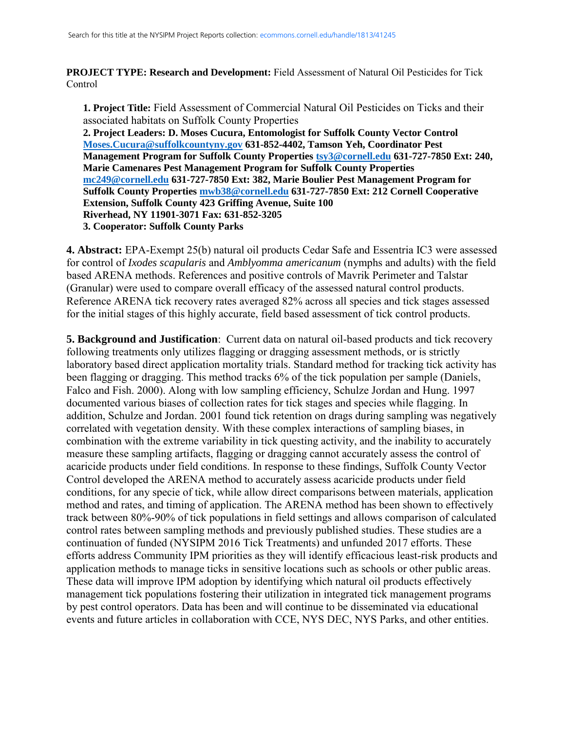Search for this title at the NYSIPM Project Reports collection: ecommons.cornell.edu/handle/1813/41245

**PROJECT TYPE: Research and Development:** Field Assessment of Natural Oil Pesticides for Tick Control

**1. Project Title:** Field Assessment of Commercial Natural Oil Pesticides on Ticks and their associated habitats on Suffolk County Properties

**2. Project Leaders: D. Moses Cucura, Entomologist for Suffolk County Vector Control Moses.Cucura@suffolkcountyny.gov 631-852-4402, Tamson Yeh, Coordinator Pest Management Program for Suffolk County Properties tsy3@cornell.edu 631-727-7850 Ext: 240, Marie Camenares Pest Management Program for Suffolk County Properties mc249@cornell.edu 631-727-7850 Ext: 382, Marie Boulier Pest Management Program for Suffolk County Properties mwb38@cornell.edu 631-727-7850 Ext: 212 Cornell Cooperative Extension, Suffolk County 423 Griffing Avenue, Suite 100 Riverhead, NY 11901-3071 Fax: 631-852-3205**

**3. Cooperator: Suffolk County Parks**

**4. Abstract:** EPA-Exempt 25(b) natural oil products Cedar Safe and Essentria IC3 were assessed for control of *Ixodes scapularis* and *Amblyomma americanum* (nymphs and adults) with the field based ARENA methods. References and positive controls of Mavrik Perimeter and Talstar (Granular) were used to compare overall efficacy of the assessed natural control products. Reference ARENA tick recovery rates averaged 82% across all species and tick stages assessed for the initial stages of this highly accurate, field based assessment of tick control products.

**5. Background and Justification**: Current data on natural oil-based products and tick recovery following treatments only utilizes flagging or dragging assessment methods, or is strictly laboratory based direct application mortality trials. Standard method for tracking tick activity has been flagging or dragging. This method tracks 6% of the tick population per sample (Daniels, Falco and Fish. 2000). Along with low sampling efficiency, Schulze Jordan and Hung. 1997 documented various biases of collection rates for tick stages and species while flagging. In addition, Schulze and Jordan. 2001 found tick retention on drags during sampling was negatively correlated with vegetation density. With these complex interactions of sampling biases, in combination with the extreme variability in tick questing activity, and the inability to accurately measure these sampling artifacts, flagging or dragging cannot accurately assess the control of acaricide products under field conditions. In response to these findings, Suffolk County Vector Control developed the ARENA method to accurately assess acaricide products under field conditions, for any specie of tick, while allow direct comparisons between materials, application method and rates, and timing of application. The ARENA method has been shown to effectively track between 80%-90% of tick populations in field settings and allows comparison of calculated control rates between sampling methods and previously published studies. These studies are a continuation of funded (NYSIPM 2016 Tick Treatments) and unfunded 2017 efforts. These efforts address Community IPM priorities as they will identify efficacious least-risk products and application methods to manage ticks in sensitive locations such as schools or other public areas. These data will improve IPM adoption by identifying which natural oil products effectively management tick populations fostering their utilization in integrated tick management programs by pest control operators. Data has been and will continue to be disseminated via educational events and future articles in collaboration with CCE, NYS DEC, NYS Parks, and other entities.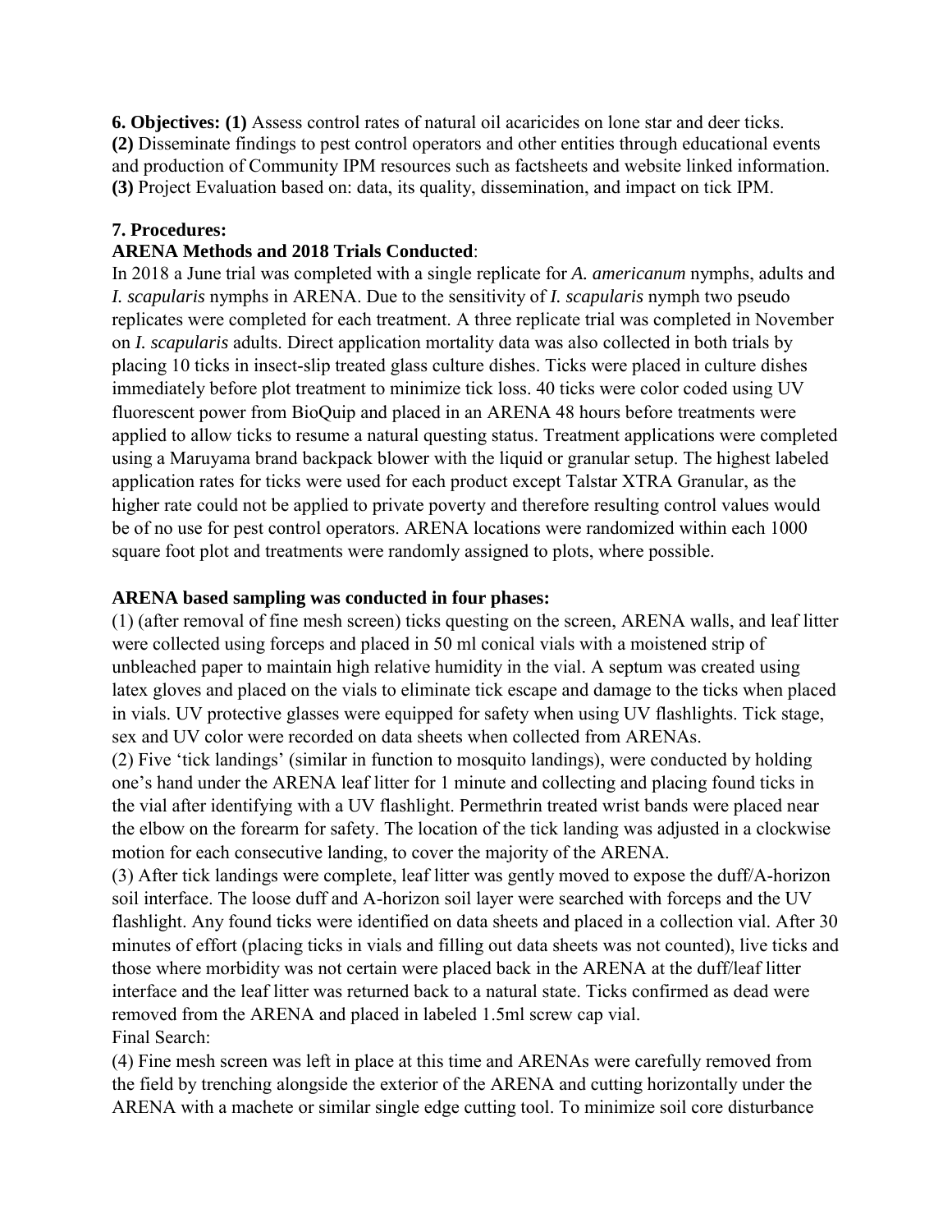**6. Objectives: (1)** Assess control rates of natural oil acaricides on lone star and deer ticks. **(2)** Disseminate findings to pest control operators and other entities through educational events and production of Community IPM resources such as factsheets and website linked information. **(3)** Project Evaluation based on: data, its quality, dissemination, and impact on tick IPM.

**7. Procedures:**

**ARENA Methods and 2018 Trials Conducted**:

In 2018 a June trial was completed with a single replicate for *A. americanum* nymphs, adults and *I. scapularis* nymphs in ARENA. Due to the sensitivity of *I. scapularis* nymph two pseudo replicates were completed for each treatment. A three replicate trial was completed in November on *I. scapularis* adults. Direct application mortality data was also collected in both trials by placing 10 ticks in insect-slip treated glass culture dishes. Ticks were placed in culture dishes immediately before plot treatment to minimize tick loss. 40 ticks were color coded using UV fluorescent power from BioQuip and placed in an ARENA 48 hours before treatments were applied to allow ticks to resume a natural questing status. Treatment applications were completed using a Maruyama brand backpack blower with the liquid or granular setup. The highest labeled application rates for ticks were used for each product except Talstar XTRA Granular, as the higher rate could not be applied to private poverty and therefore resulting control values would be of no use for pest control operators. ARENA locations were randomized within each 1000 square foot plot and treatments were randomly assigned to plots, where possible.

**ARENA based sampling was conducted in four phases:**

(1) (after removal of fine mesh screen) ticks questing on the screen, ARENA walls, and leaf litter were collected using forceps and placed in 50 ml conical vials with a moistened strip of unbleached paper to maintain high relative humidity in the vial. A septum was created using latex gloves and placed on the vials to eliminate tick escape and damage to the ticks when placed in vials. UV protective glasses were equipped for safety when using UV flashlights. Tick stage, sex and UV color were recorded on data sheets when collected from ARENAs.

(2) Five 'tick landings' (similar in function to mosquito landings), were conducted by holding one's hand under the ARENA leaf litter for 1 minute and collecting and placing found ticks in the vial after identifying with a UV flashlight. Permethrin treated wrist bands were placed near the elbow on the forearm for safety. The location of the tick landing was adjusted in a clockwise motion for each consecutive landing, to cover the majority of the ARENA.

(3) After tick landings were complete, leaf litter was gently moved to expose the duff/A-horizon soil interface. The loose duff and A-horizon soil layer were searched with forceps and the UV flashlight. Any found ticks were identified on data sheets and placed in a collection vial. After 30 minutes of effort (placing ticks in vials and filling out data sheets was not counted), live ticks and those where morbidity was not certain were placed back in the ARENA at the duff/leaf litter interface and the leaf litter was returned back to a natural state. Ticks confirmed as dead were removed from the ARENA and placed in labeled 1.5ml screw cap vial.

Final Search:

(4) Fine mesh screen was left in place at this time and ARENAs were carefully removed from the field by trenching alongside the exterior of the ARENA and cutting horizontally under the ARENA with a machete or similar single edge cutting tool. To minimize soil core disturbance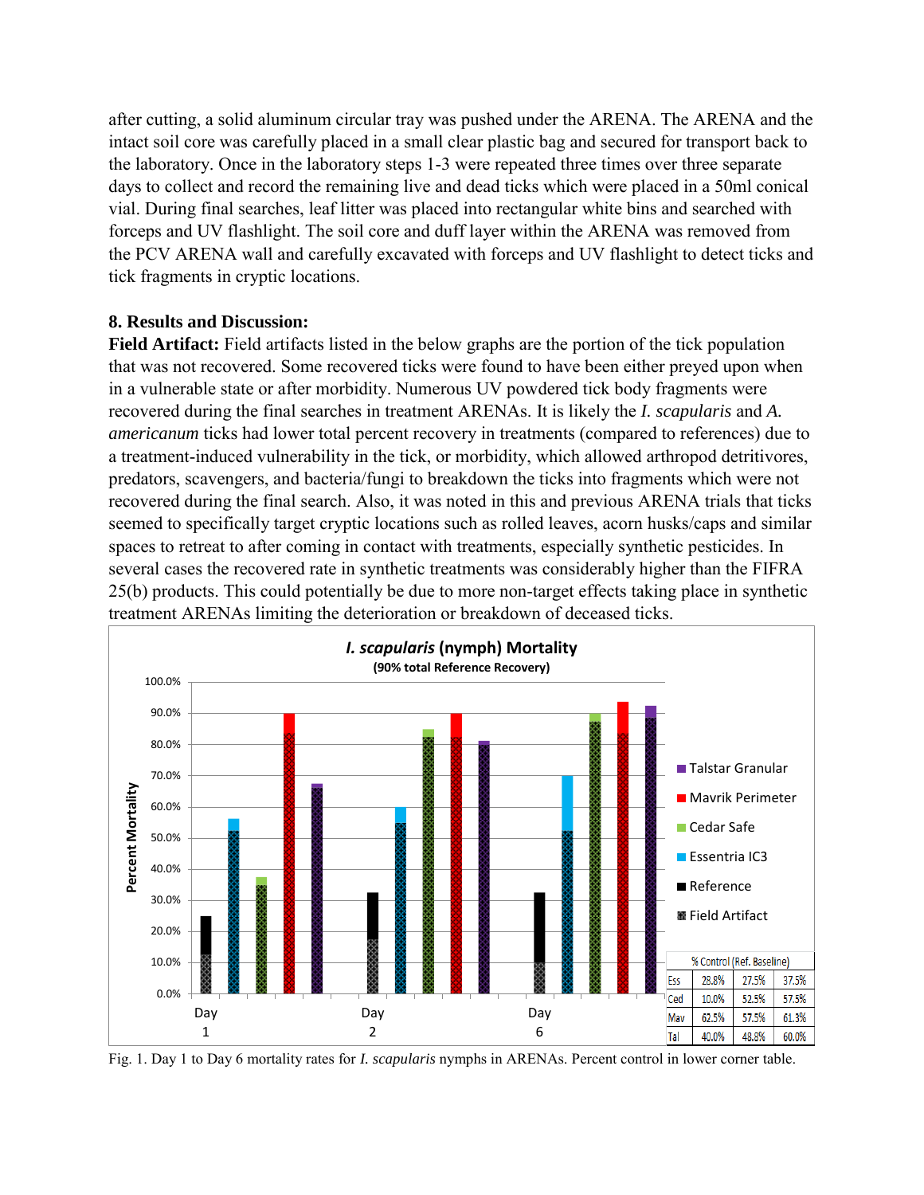after cutting, a solid aluminum circular tray was pushed under the ARENA. The ARENA and the intact soil core was carefully placed in a small clear plastic bag and secured for transport back to the laboratory. Once in the laboratory steps 1-3 were repeated three times over three separate days to collect and record the remaining live and dead ticks which were placed in a 50ml conical vial. During final searches, leaf litter was placed into rectangular white bins and searched with forceps and UV flashlight. The soil core and duff layer within the ARENA was removed from the PCV ARENA wall and carefully excavated with forceps and UV flashlight to detect ticks and tick fragments in cryptic locations.

## 8. Results and Discussion:

**Field Artifact:** Field artifacts listed in the below graphs are the portion of the tick population that was not recovered. Some recovered ticks were found to have been either preyed upon when in a vulnerable state or after morbidity. Numerous UV powdered tick body fragments were recovered during the final searches in treatment ARENAs. It is likely the *I. scapularis* and *A. americanum* ticks had lower total percent recovery in treatments (compared to references) due to a treatment-induced vulnerability in the tick, or morbidity, which allowed arthropod detritivores, predators, scavengers, and bacteria/fungi to breakdown the ticks into fragments which were not recovered during the final search. Also, it was noted in this and previous ARENA trials that ticks seemed to specifically target cryptic locations such as rolled leaves, acorn husks/caps and similar spaces to retreat to after coming in contact with treatments, especially synthetic pesticides. In several cases the recovered rate in synthetic treatments was considerably higher than the FIFRA 25(b) products. This could potentially be due to more non-target effects taking place in synthetic treatment ARENAs limiting the deterioration or breakdown of deceased ticks.

**I. scapularis (nymph) Mortality**
(90% total Reference Recovery)

| % Control (Ref. Baseline) | | | |
|---|---|---|---|
| Ess | 28.8% | 27.5% | 37.5% |
| Ced | 10.0% | 52.5% | 57.5% |
| Mav | 62.5% | 57.5% | 61.3% |
| Tal | 40.0% | 48.8% | 60.0% |

Fig. 1. Day 1 to Day 6 mortality rates for *I. scapularis* nymphs in ARENAs. Percent control in lower corner table.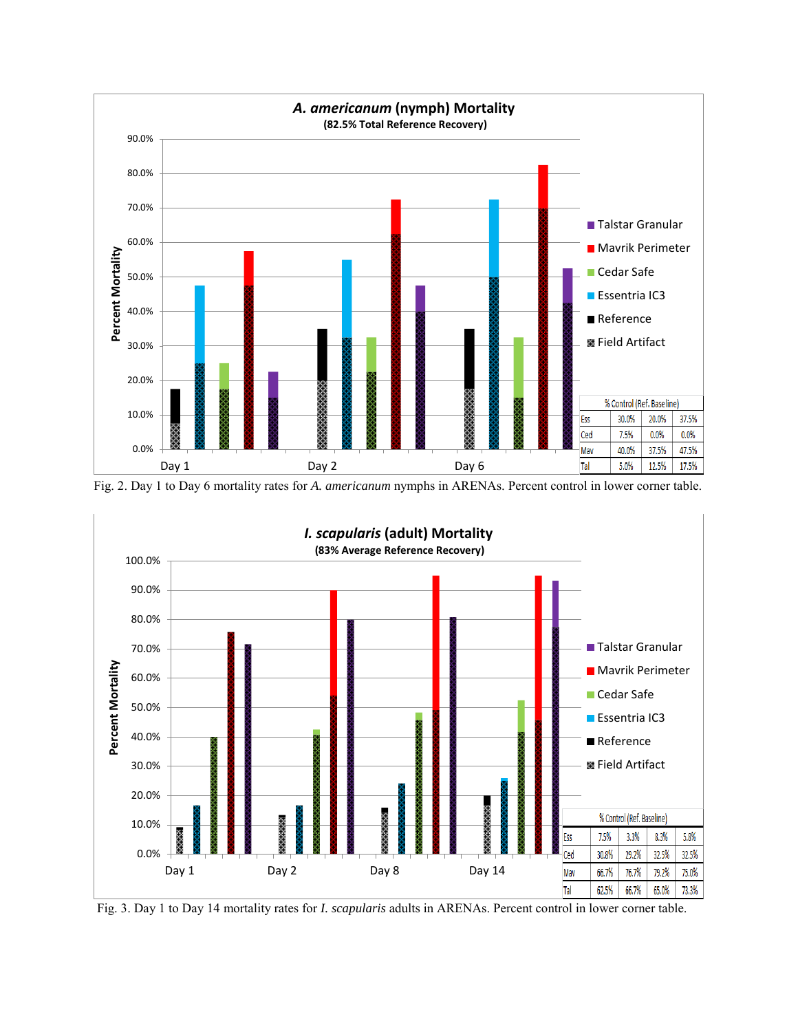Fig. 2. Day 1 to Day 6 mortality rates for *A. americanum* nymphs in ARENAs. Percent control in lower corner table.

| % Control (Ref. Baseline) | | | |
|---|---|---|---|
| Ess | 30.0% | 20.0% | 37.5% |
| Ced | 7.5% | 0.0% | 0.0% |
| Mav | 40.0% | 37.5% | 47.5% |
| Tal | 5.0% | 12.5% | 17.5% |

Fig. 3. Day 1 to Day 14 mortality rates for *I. scapularis* adults in ARENAs. Percent control in lower corner table.

| % Control (Ref. Baseline) | | | | |
|---|---|---|---|---|
| Ess | 7.5% | 3.3% | 8.3% | 5.8% |
| Ced | 30.8% | 29.2% | 32.5% | 32.5% |
| Mav | 66.7% | 76.7% | 79.2% | 75.0% |
| Tal | 62.5% | 66.7% | 65.0% | 73.3% |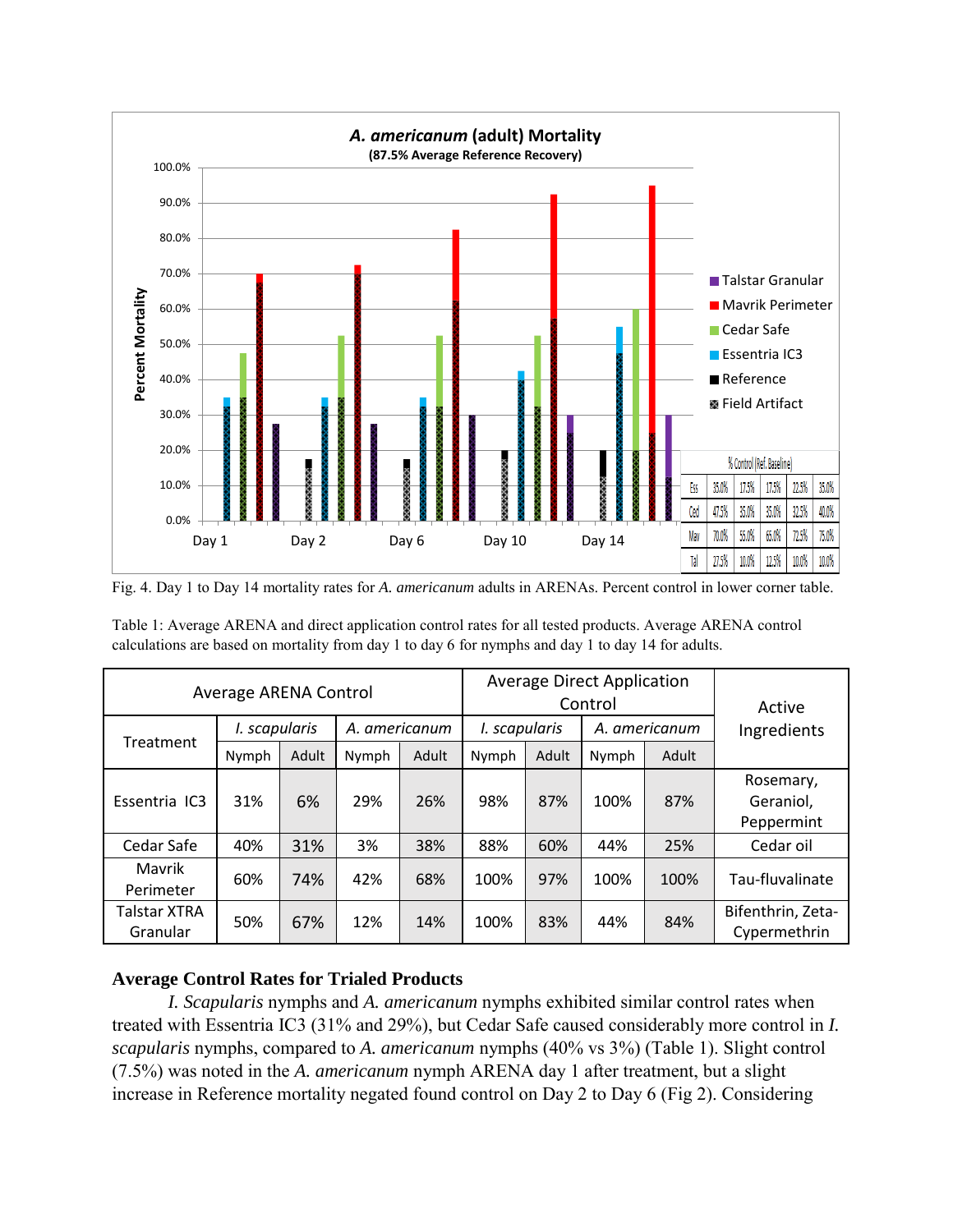Fig. 4. Day 1 to Day 14 mortality rates for *A. americanum* adults in ARENAs. Percent control in lower corner table.

Table 1: Average ARENA and direct application control rates for all tested products. Average ARENA control calculations are based on mortality from day 1 to day 6 for nymphs and day 1 to day 14 for adults.

| Treatment | Average ARENA Control | | | | Average Direct Application Control | | | | Active Ingredients |
|---|---|---|---|---|---|---|---|---|---|
| | *I. scapularis* | | *A. americanum* | | *I. scapularis* | | *A. americanum* | | |
| | Nymph | Adult | Nymph | Adult | Nymph | Adult | Nymph | Adult | |
| Essentria IC3 | 31% | 6% | 29% | 26% | 98% | 87% | 100% | 87% | Rosemary, Geraniol, Peppermint |
| Cedar Safe | 40% | 31% | 3% | 38% | 88% | 60% | 44% | 25% | Cedar oil |
| Mavrik Perimeter | 60% | 74% | 42% | 68% | 100% | 97% | 100% | 100% | Tau-fluvalinate |
| Talstar XTRA Granular | 50% | 67% | 12% | 14% | 100% | 83% | 44% | 84% | Bifenthrin, Zeta-Cypermethrin |

### Average Control Rates for Trialed Products

*I. Scapularis* nymphs and *A. americanum* nymphs exhibited similar control rates when treated with Essentria IC3 (31% and 29%), but Cedar Safe caused considerably more control in *I. scapularis* nymphs, compared to *A. americanum* nymphs (40% vs 3%) (Table 1). Slight control (7.5%) was noted in the *A. americanum* nymph ARENA day 1 after treatment, but a slight increase in Reference mortality negated found control on Day 2 to Day 6 (Fig 2). Considering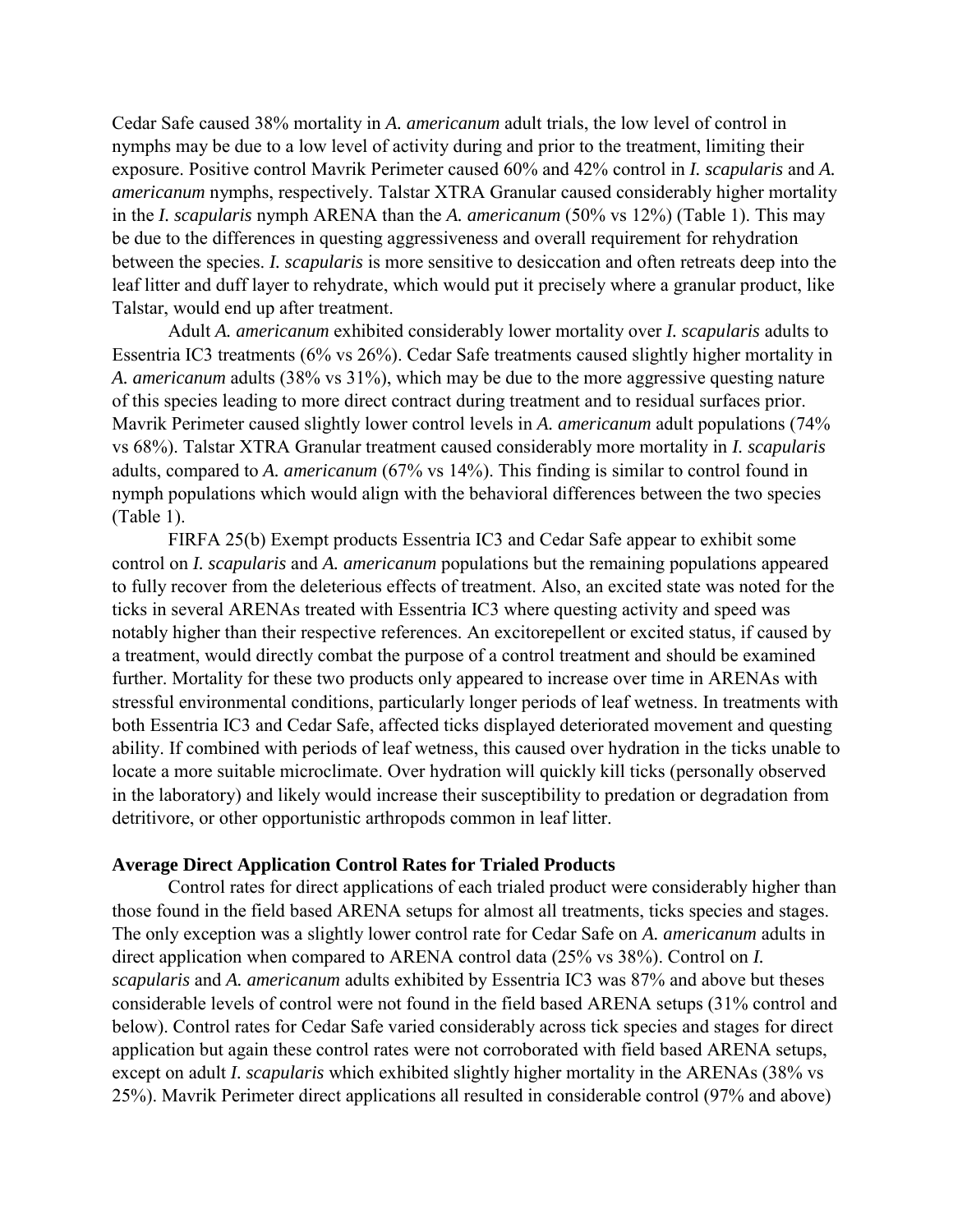Cedar Safe caused 38% mortality in *A. americanum* adult trials, the low level of control in nymphs may be due to a low level of activity during and prior to the treatment, limiting their exposure. Positive control Mavrik Perimeter caused 60% and 42% control in *I. scapularis* and *A. americanum* nymphs, respectively. Talstar XTRA Granular caused considerably higher mortality in the *I. scapularis* nymph ARENA than the *A. americanum* (50% vs 12%) (Table 1). This may be due to the differences in questing aggressiveness and overall requirement for rehydration between the species. *I. scapularis* is more sensitive to desiccation and often retreats deep into the leaf litter and duff layer to rehydrate, which would put it precisely where a granular product, like Talstar, would end up after treatment.

Adult *A. americanum* exhibited considerably lower mortality over *I. scapularis* adults to Essentria IC3 treatments (6% vs 26%). Cedar Safe treatments caused slightly higher mortality in *A. americanum* adults (38% vs 31%), which may be due to the more aggressive questing nature of this species leading to more direct contract during treatment and to residual surfaces prior. Mavrik Perimeter caused slightly lower control levels in *A. americanum* adult populations (74% vs 68%). Talstar XTRA Granular treatment caused considerably more mortality in *I. scapularis* adults, compared to *A. americanum* (67% vs 14%). This finding is similar to control found in nymph populations which would align with the behavioral differences between the two species (Table 1).

FIRFA 25(b) Exempt products Essentria IC3 and Cedar Safe appear to exhibit some control on *I. scapularis* and *A. americanum* populations but the remaining populations appeared to fully recover from the deleterious effects of treatment. Also, an excited state was noted for the ticks in several ARENAs treated with Essentria IC3 where questing activity and speed was notably higher than their respective references. An excitorepellent or excited status, if caused by a treatment, would directly combat the purpose of a control treatment and should be examined further. Mortality for these two products only appeared to increase over time in ARENAs with stressful environmental conditions, particularly longer periods of leaf wetness. In treatments with both Essentria IC3 and Cedar Safe, affected ticks displayed deteriorated movement and questing ability. If combined with periods of leaf wetness, this caused over hydration in the ticks unable to locate a more suitable microclimate. Over hydration will quickly kill ticks (personally observed in the laboratory) and likely would increase their susceptibility to predation or degradation from detritivore, or other opportunistic arthropods common in leaf litter.

**Average Direct Application Control Rates for Trialed Products**

Control rates for direct applications of each trialed product were considerably higher than those found in the field based ARENA setups for almost all treatments, ticks species and stages. The only exception was a slightly lower control rate for Cedar Safe on *A. americanum* adults in direct application when compared to ARENA control data (25% vs 38%). Control on *I. scapularis* and *A. americanum* adults exhibited by Essentria IC3 was 87% and above but theses considerable levels of control were not found in the field based ARENA setups (31% control and below). Control rates for Cedar Safe varied considerably across tick species and stages for direct application but again these control rates were not corroborated with field based ARENA setups, except on adult *I. scapularis* which exhibited slightly higher mortality in the ARENAs (38% vs 25%). Mavrik Perimeter direct applications all resulted in considerable control (97% and above)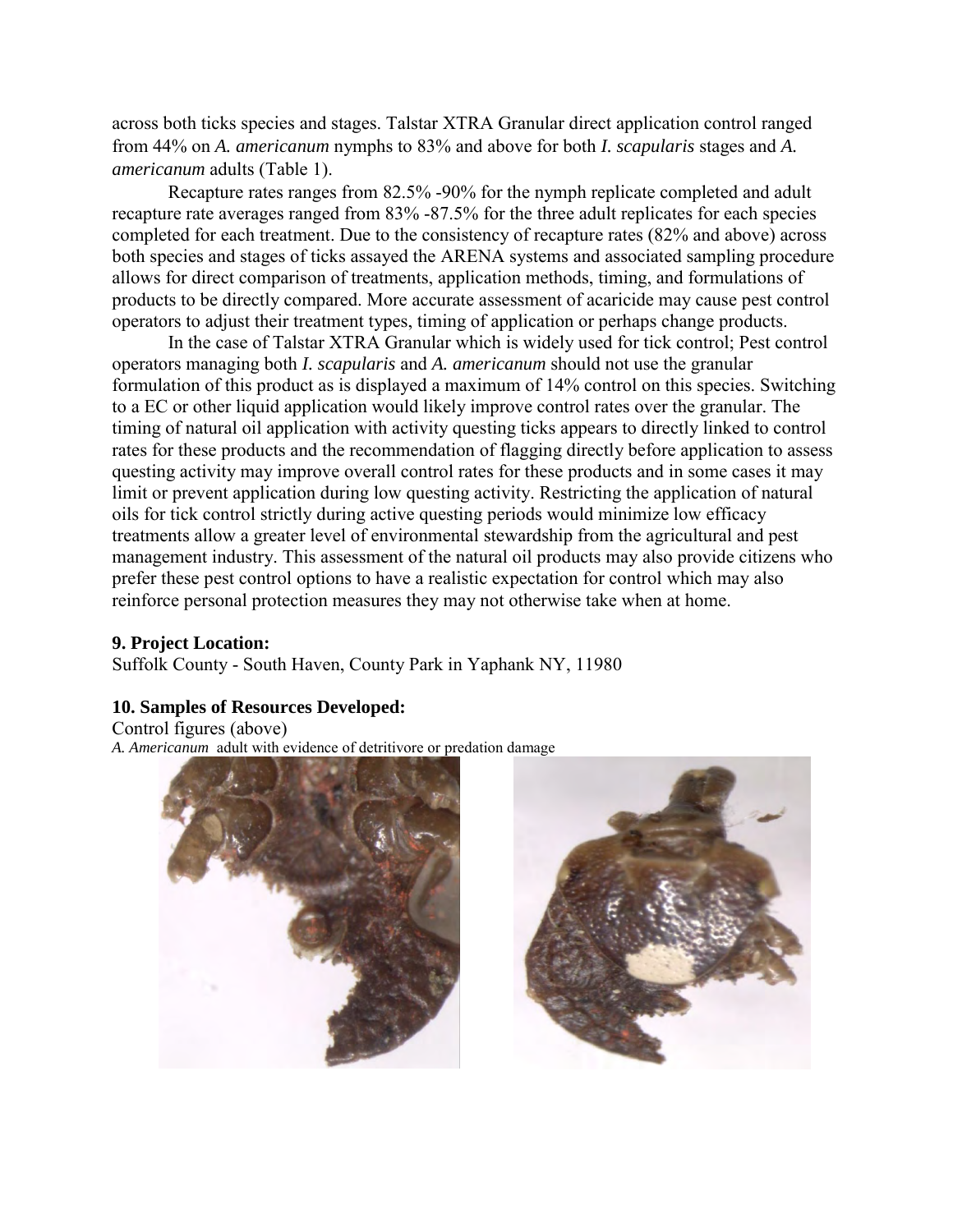across both ticks species and stages. Talstar XTRA Granular direct application control ranged from 44% on *A. americanum* nymphs to 83% and above for both *I. scapularis* stages and *A. americanum* adults (Table 1).

Recapture rates ranges from 82.5% -90% for the nymph replicate completed and adult recapture rate averages ranged from 83% -87.5% for the three adult replicates for each species completed for each treatment. Due to the consistency of recapture rates (82% and above) across both species and stages of ticks assayed the ARENA systems and associated sampling procedure allows for direct comparison of treatments, application methods, timing, and formulations of products to be directly compared. More accurate assessment of acaricide may cause pest control operators to adjust their treatment types, timing of application or perhaps change products.

In the case of Talstar XTRA Granular which is widely used for tick control; Pest control operators managing both *I. scapularis* and *A. americanum* should not use the granular formulation of this product as is displayed a maximum of 14% control on this species. Switching to a EC or other liquid application would likely improve control rates over the granular. The timing of natural oil application with activity questing ticks appears to directly linked to control rates for these products and the recommendation of flagging directly before application to assess questing activity may improve overall control rates for these products and in some cases it may limit or prevent application during low questing activity. Restricting the application of natural oils for tick control strictly during active questing periods would minimize low efficacy treatments allow a greater level of environmental stewardship from the agricultural and pest management industry. This assessment of the natural oil products may also provide citizens who prefer these pest control options to have a realistic expectation for control which may also reinforce personal protection measures they may not otherwise take when at home.

**9. Project Location:**

Suffolk County - South Haven, County Park in Yaphank NY, 11980

**10. Samples of Resources Developed:**

Control figures (above)

*A. Americanum* adult with evidence of detritivore or predation damage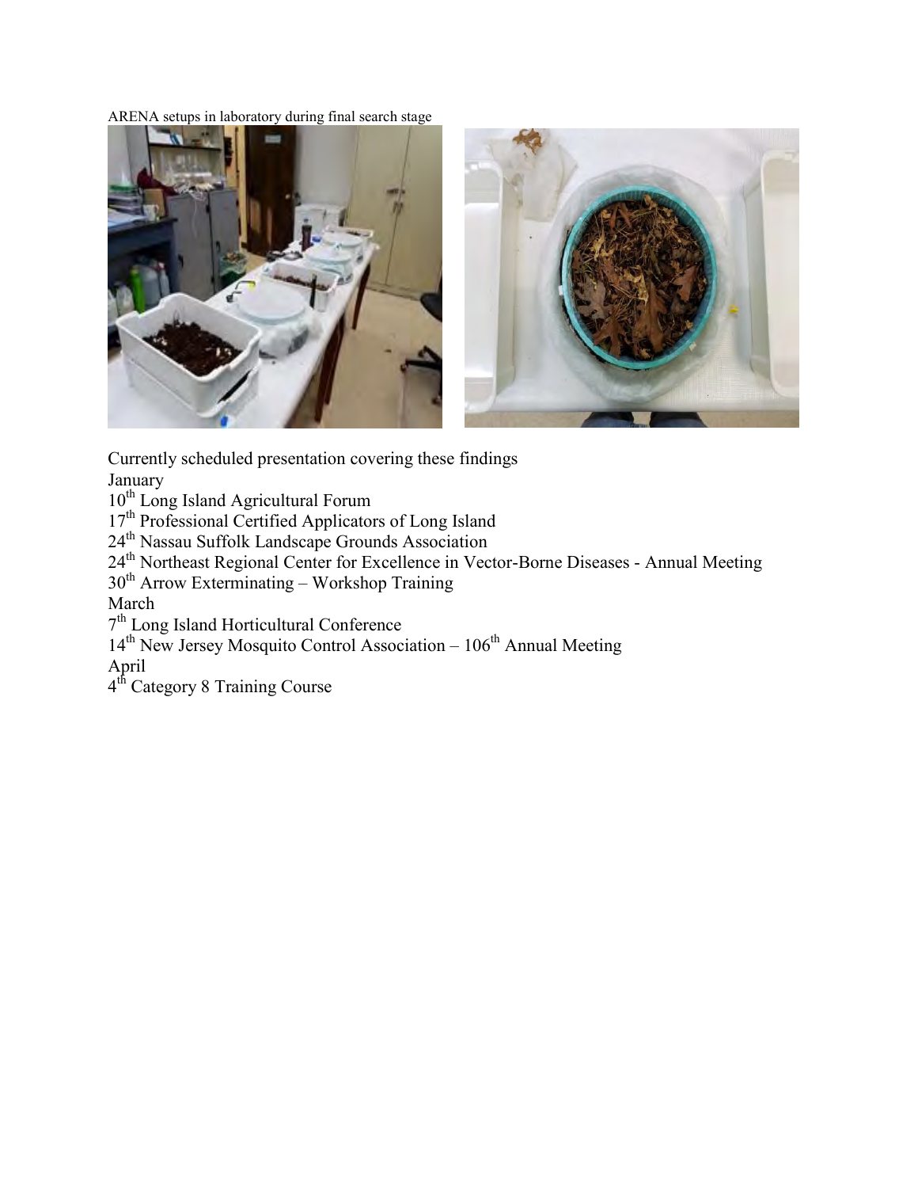ARENA setups in laboratory during final search stage

Currently scheduled presentation covering these findings

January

10th Long Island Agricultural Forum

17th Professional Certified Applicators of Long Island

24th Nassau Suffolk Landscape Grounds Association

24th Northeast Regional Center for Excellence in Vector-Borne Diseases - Annual Meeting

30th Arrow Exterminating – Workshop Training

March

7th Long Island Horticultural Conference

14th New Jersey Mosquito Control Association – 106th Annual Meeting

April

4th Category 8 Training Course